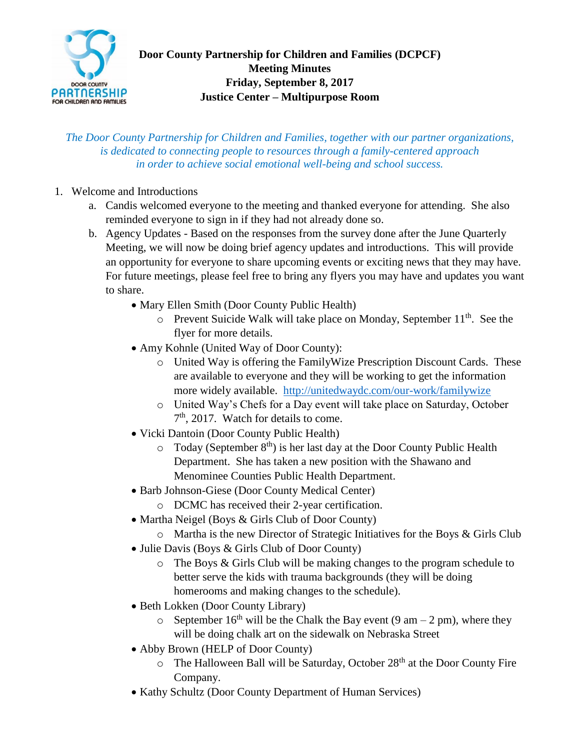# Door County Partnership for Children and Families (DCPCF)

**Meeting Minutes**
**Friday, September 8, 2017**
**Justice Center – Multipurpose Room**

*The Door County Partnership for Children and Families, together with our partner organizations, is dedicated to connecting people to resources through a family-centered approach in order to achieve social emotional well-being and school success.*

1. Welcome and Introductions
   a. Candis welcomed everyone to the meeting and thanked everyone for attending. She also reminded everyone to sign in if they had not already done so.
   b. Agency Updates - Based on the responses from the survey done after the June Quarterly Meeting, we will now be doing brief agency updates and introductions. This will provide an opportunity for everyone to share upcoming events or exciting news that they may have. For future meetings, please feel free to bring any flyers you may have and updates you want to share.
      - Mary Ellen Smith (Door County Public Health)
        - Prevent Suicide Walk will take place on Monday, September 11th. See the flyer for more details.
      - Amy Kohnle (United Way of Door County):
        - United Way is offering the FamilyWize Prescription Discount Cards. These are available to everyone and they will be working to get the information more widely available. http://unitedwaydc.com/our-work/familywize
        - United Way's Chefs for a Day event will take place on Saturday, October 7th, 2017. Watch for details to come.
      - Vicki Dantoin (Door County Public Health)
        - Today (September 8th) is her last day at the Door County Public Health Department. She has taken a new position with the Shawano and Menominee Counties Public Health Department.
      - Barb Johnson-Giese (Door County Medical Center)
        - DCMC has received their 2-year certification.
      - Martha Neigel (Boys & Girls Club of Door County)
        - Martha is the new Director of Strategic Initiatives for the Boys & Girls Club
      - Julie Davis (Boys & Girls Club of Door County)
        - The Boys & Girls Club will be making changes to the program schedule to better serve the kids with trauma backgrounds (they will be doing homerooms and making changes to the schedule).
      - Beth Lokken (Door County Library)
        - September 16th will be the Chalk the Bay event (9 am – 2 pm), where they will be doing chalk art on the sidewalk on Nebraska Street
      - Abby Brown (HELP of Door County)
        - The Halloween Ball will be Saturday, October 28th at the Door County Fire Company.
      - Kathy Schultz (Door County Department of Human Services)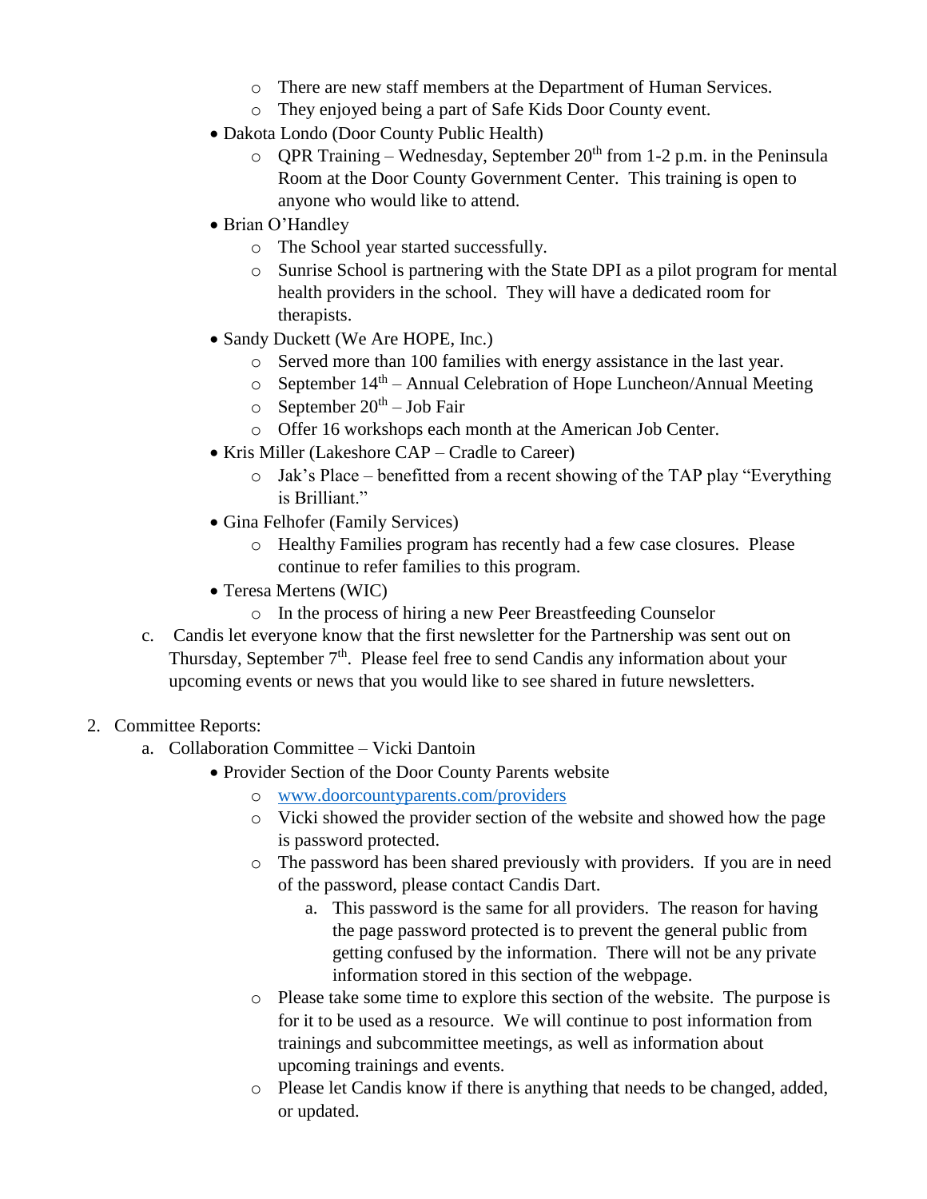- There are new staff members at the Department of Human Services.
    - They enjoyed being a part of Safe Kids Door County event.
  - Dakota Londo (Door County Public Health)
    - QPR Training – Wednesday, September 20th from 1-2 p.m. in the Peninsula Room at the Door County Government Center. This training is open to anyone who would like to attend.
  - Brian O'Handley
    - The School year started successfully.
    - Sunrise School is partnering with the State DPI as a pilot program for mental health providers in the school. They will have a dedicated room for therapists.
  - Sandy Duckett (We Are HOPE, Inc.)
    - Served more than 100 families with energy assistance in the last year.
    - September 14th – Annual Celebration of Hope Luncheon/Annual Meeting
    - September 20th – Job Fair
    - Offer 16 workshops each month at the American Job Center.
  - Kris Miller (Lakeshore CAP – Cradle to Career)
    - Jak's Place – benefitted from a recent showing of the TAP play "Everything is Brilliant."
  - Gina Felhofer (Family Services)
    - Healthy Families program has recently had a few case closures. Please continue to refer families to this program.
  - Teresa Mertens (WIC)
    - In the process of hiring a new Peer Breastfeeding Counselor

c. Candis let everyone know that the first newsletter for the Partnership was sent out on Thursday, September 7th. Please feel free to send Candis any information about your upcoming events or news that you would like to see shared in future newsletters.

2. Committee Reports:
   a. Collaboration Committee – Vicki Dantoin
      - Provider Section of the Door County Parents website
        - www.doorcountyparents.com/providers
        - Vicki showed the provider section of the website and showed how the page is password protected.
        - The password has been shared previously with providers. If you are in need of the password, please contact Candis Dart.
          a. This password is the same for all providers. The reason for having the page password protected is to prevent the general public from getting confused by the information. There will not be any private information stored in this section of the webpage.
        - Please take some time to explore this section of the website. The purpose is for it to be used as a resource. We will continue to post information from trainings and subcommittee meetings, as well as information about upcoming trainings and events.
        - Please let Candis know if there is anything that needs to be changed, added, or updated.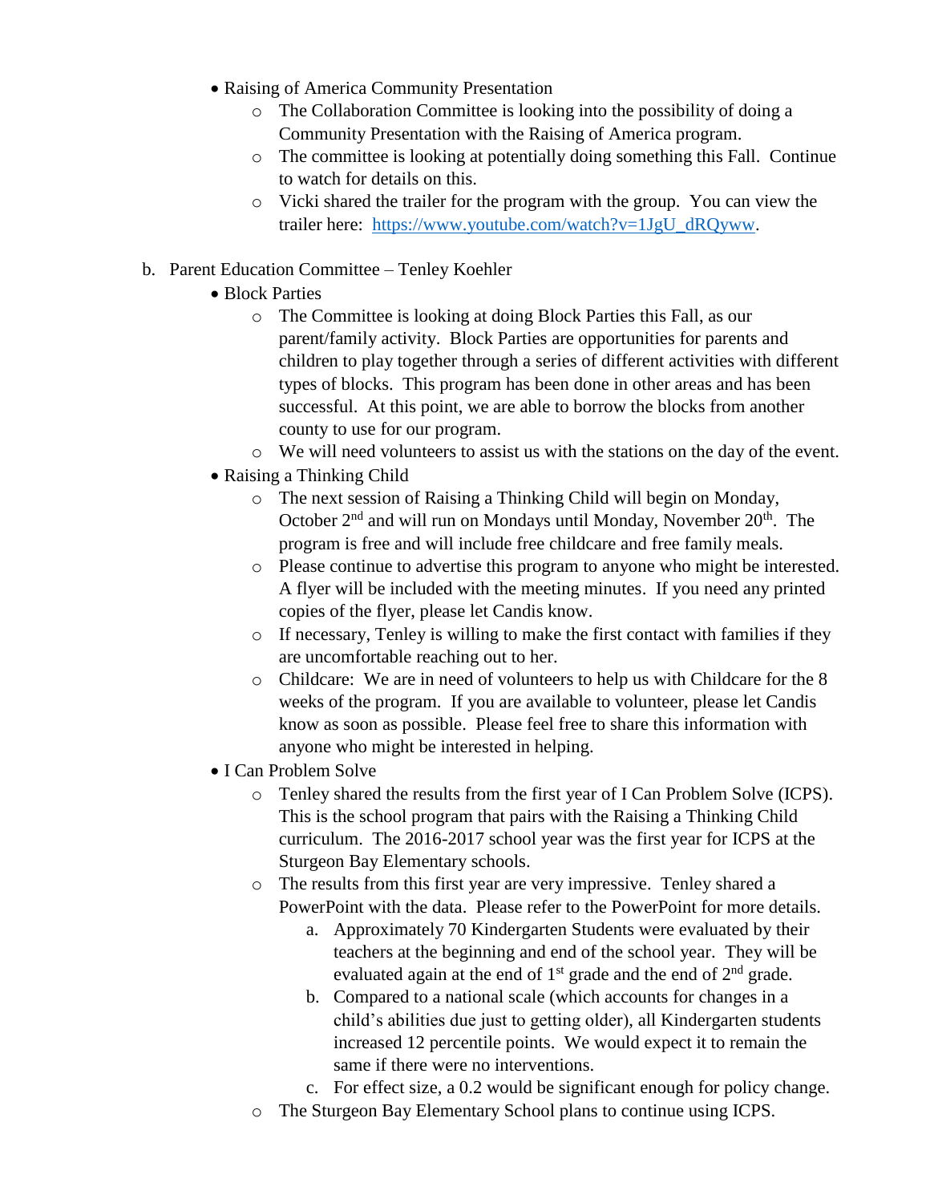- Raising of America Community Presentation
  - The Collaboration Committee is looking into the possibility of doing a Community Presentation with the Raising of America program.
  - The committee is looking at potentially doing something this Fall. Continue to watch for details on this.
  - Vicki shared the trailer for the program with the group. You can view the trailer here: https://www.youtube.com/watch?v=1JgU_dRQyww.

b. Parent Education Committee – Tenley Koehler

- Block Parties
  - The Committee is looking at doing Block Parties this Fall, as our parent/family activity. Block Parties are opportunities for parents and children to play together through a series of different activities with different types of blocks. This program has been done in other areas and has been successful. At this point, we are able to borrow the blocks from another county to use for our program.
  - We will need volunteers to assist us with the stations on the day of the event.
- Raising a Thinking Child
  - The next session of Raising a Thinking Child will begin on Monday, October 2nd and will run on Mondays until Monday, November 20th. The program is free and will include free childcare and free family meals.
  - Please continue to advertise this program to anyone who might be interested. A flyer will be included with the meeting minutes. If you need any printed copies of the flyer, please let Candis know.
  - If necessary, Tenley is willing to make the first contact with families if they are uncomfortable reaching out to her.
  - Childcare: We are in need of volunteers to help us with Childcare for the 8 weeks of the program. If you are available to volunteer, please let Candis know as soon as possible. Please feel free to share this information with anyone who might be interested in helping.
- I Can Problem Solve
  - Tenley shared the results from the first year of I Can Problem Solve (ICPS). This is the school program that pairs with the Raising a Thinking Child curriculum. The 2016-2017 school year was the first year for ICPS at the Sturgeon Bay Elementary schools.
  - The results from this first year are very impressive. Tenley shared a PowerPoint with the data. Please refer to the PowerPoint for more details.
    a. Approximately 70 Kindergarten Students were evaluated by their teachers at the beginning and end of the school year. They will be evaluated again at the end of 1st grade and the end of 2nd grade.
    b. Compared to a national scale (which accounts for changes in a child's abilities due just to getting older), all Kindergarten students increased 12 percentile points. We would expect it to remain the same if there were no interventions.
    c. For effect size, a 0.2 would be significant enough for policy change.
  - The Sturgeon Bay Elementary School plans to continue using ICPS.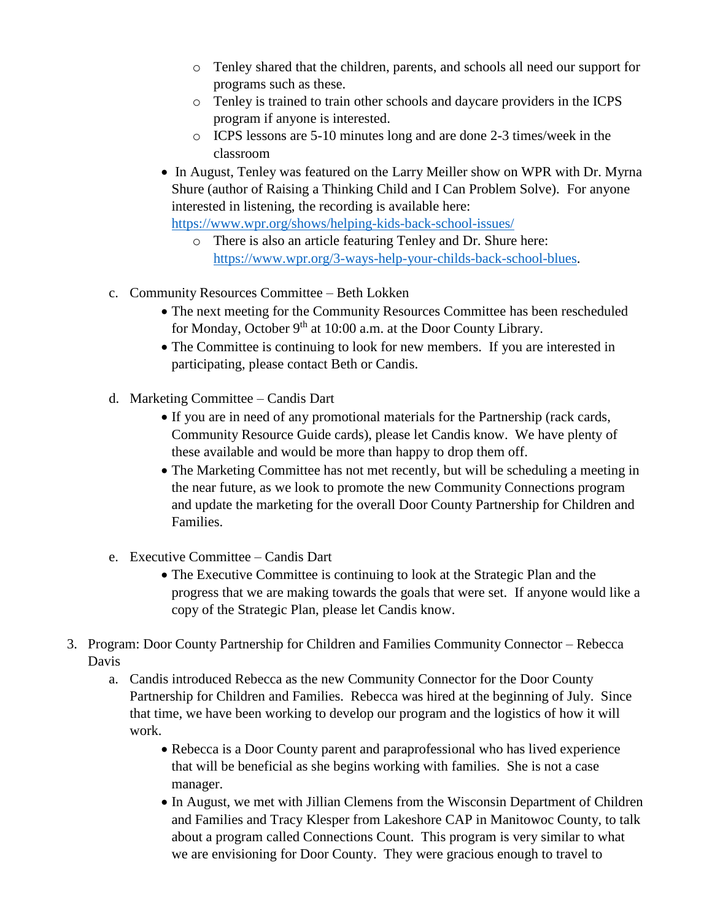- Tenley shared that the children, parents, and schools all need our support for programs such as these.
    - Tenley is trained to train other schools and daycare providers in the ICPS program if anyone is interested.
    - ICPS lessons are 5-10 minutes long and are done 2-3 times/week in the classroom
  - In August, Tenley was featured on the Larry Meiller show on WPR with Dr. Myrna Shure (author of Raising a Thinking Child and I Can Problem Solve). For anyone interested in listening, the recording is available here: https://www.wpr.org/shows/helping-kids-back-school-issues/
    - There is also an article featuring Tenley and Dr. Shure here: https://www.wpr.org/3-ways-help-your-childs-back-school-blues.

c. Community Resources Committee – Beth Lokken
  - The next meeting for the Community Resources Committee has been rescheduled for Monday, October 9th at 10:00 a.m. at the Door County Library.
  - The Committee is continuing to look for new members. If you are interested in participating, please contact Beth or Candis.

d. Marketing Committee – Candis Dart
  - If you are in need of any promotional materials for the Partnership (rack cards, Community Resource Guide cards), please let Candis know. We have plenty of these available and would be more than happy to drop them off.
  - The Marketing Committee has not met recently, but will be scheduling a meeting in the near future, as we look to promote the new Community Connections program and update the marketing for the overall Door County Partnership for Children and Families.

e. Executive Committee – Candis Dart
  - The Executive Committee is continuing to look at the Strategic Plan and the progress that we are making towards the goals that were set. If anyone would like a copy of the Strategic Plan, please let Candis know.

3. Program: Door County Partnership for Children and Families Community Connector – Rebecca Davis
   a. Candis introduced Rebecca as the new Community Connector for the Door County Partnership for Children and Families. Rebecca was hired at the beginning of July. Since that time, we have been working to develop our program and the logistics of how it will work.
      - Rebecca is a Door County parent and paraprofessional who has lived experience that will be beneficial as she begins working with families. She is not a case manager.
      - In August, we met with Jillian Clemens from the Wisconsin Department of Children and Families and Tracy Klesper from Lakeshore CAP in Manitowoc County, to talk about a program called Connections Count. This program is very similar to what we are envisioning for Door County. They were gracious enough to travel to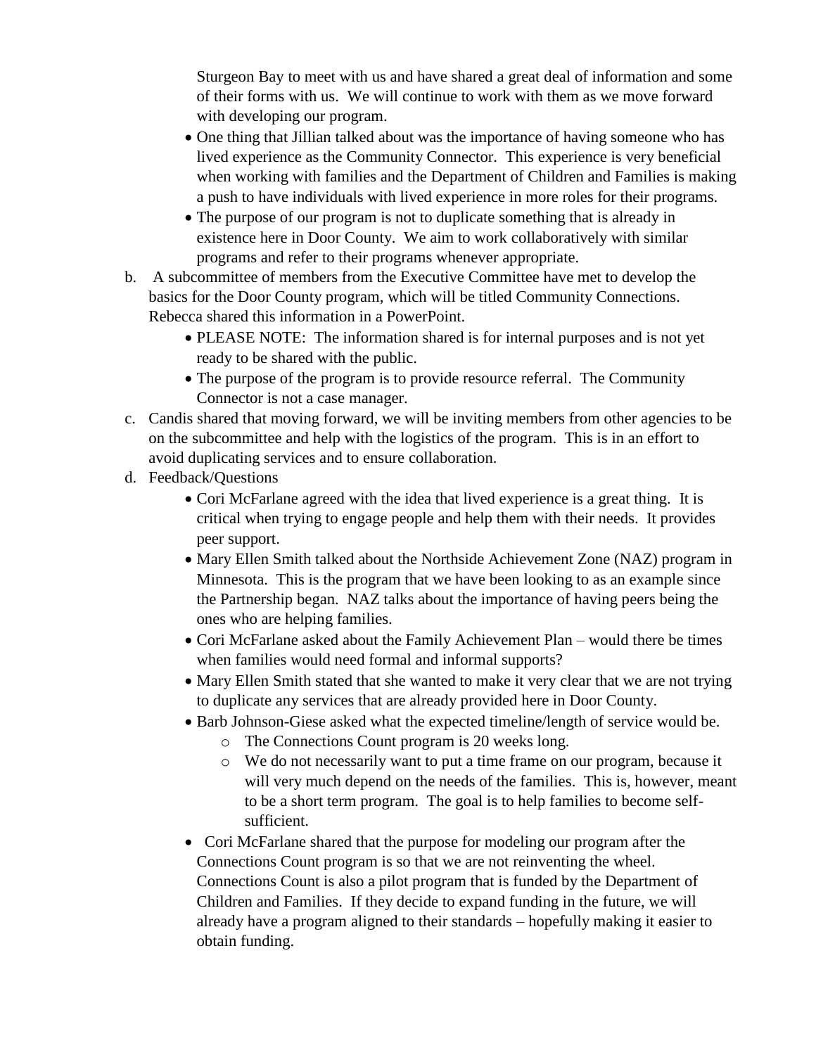Sturgeon Bay to meet with us and have shared a great deal of information and some of their forms with us. We will continue to work with them as we move forward with developing our program.

- One thing that Jillian talked about was the importance of having someone who has lived experience as the Community Connector. This experience is very beneficial when working with families and the Department of Children and Families is making a push to have individuals with lived experience in more roles for their programs.
- The purpose of our program is not to duplicate something that is already in existence here in Door County. We aim to work collaboratively with similar programs and refer to their programs whenever appropriate.

b. A subcommittee of members from the Executive Committee have met to develop the basics for the Door County program, which will be titled Community Connections. Rebecca shared this information in a PowerPoint.

- PLEASE NOTE: The information shared is for internal purposes and is not yet ready to be shared with the public.
- The purpose of the program is to provide resource referral. The Community Connector is not a case manager.

c. Candis shared that moving forward, we will be inviting members from other agencies to be on the subcommittee and help with the logistics of the program. This is in an effort to avoid duplicating services and to ensure collaboration.

d. Feedback/Questions

- Cori McFarlane agreed with the idea that lived experience is a great thing. It is critical when trying to engage people and help them with their needs. It provides peer support.
- Mary Ellen Smith talked about the Northside Achievement Zone (NAZ) program in Minnesota. This is the program that we have been looking to as an example since the Partnership began. NAZ talks about the importance of having peers being the ones who are helping families.
- Cori McFarlane asked about the Family Achievement Plan – would there be times when families would need formal and informal supports?
- Mary Ellen Smith stated that she wanted to make it very clear that we are not trying to duplicate any services that are already provided here in Door County.
- Barb Johnson-Giese asked what the expected timeline/length of service would be.
  - The Connections Count program is 20 weeks long.
  - We do not necessarily want to put a time frame on our program, because it will very much depend on the needs of the families. This is, however, meant to be a short term program. The goal is to help families to become self-sufficient.
- Cori McFarlane shared that the purpose for modeling our program after the Connections Count program is so that we are not reinventing the wheel. Connections Count is also a pilot program that is funded by the Department of Children and Families. If they decide to expand funding in the future, we will already have a program aligned to their standards – hopefully making it easier to obtain funding.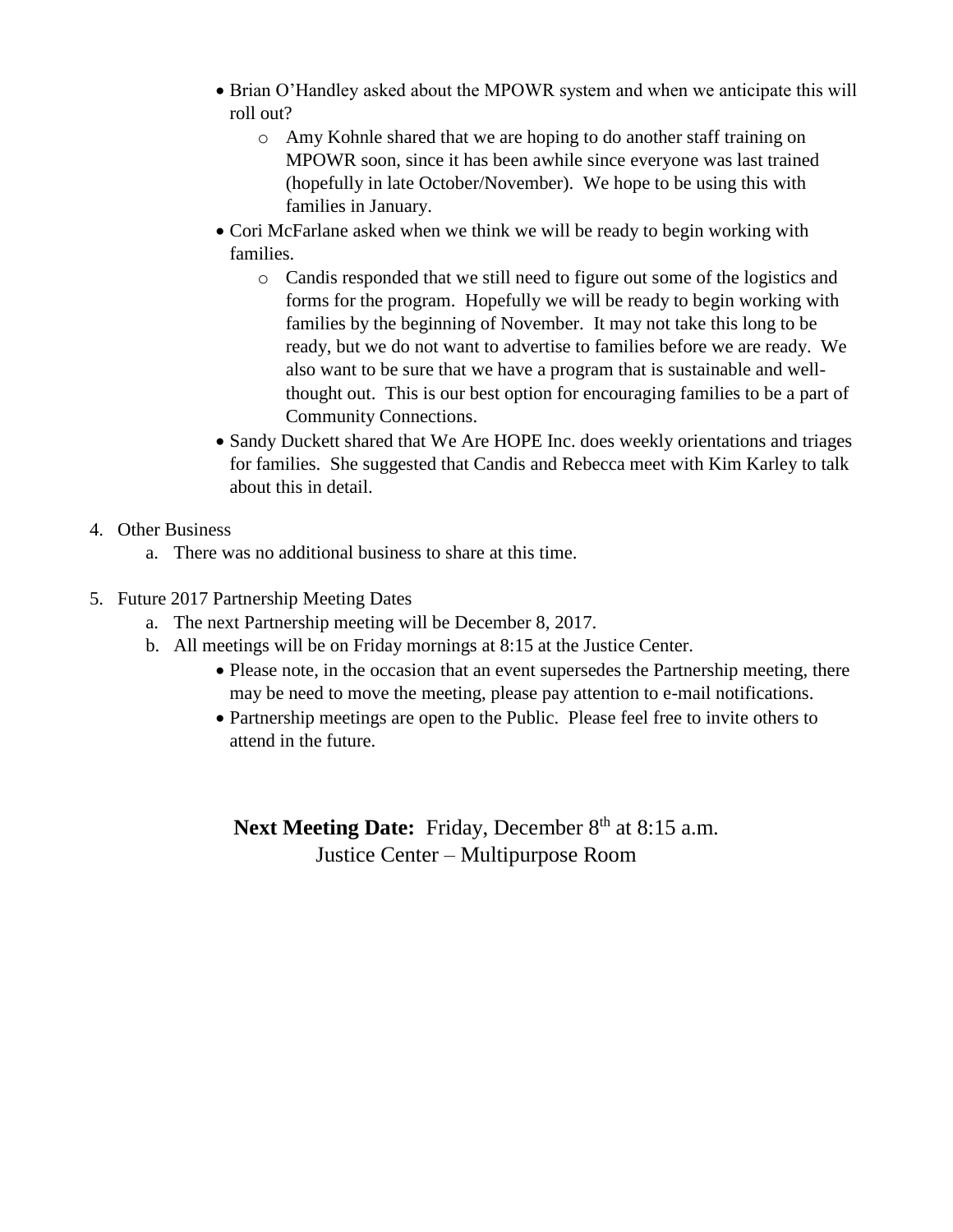- Brian O'Handley asked about the MPOWR system and when we anticipate this will roll out?
    - Amy Kohnle shared that we are hoping to do another staff training on MPOWR soon, since it has been awhile since everyone was last trained (hopefully in late October/November). We hope to be using this with families in January.
- Cori McFarlane asked when we think we will be ready to begin working with families.
    - Candis responded that we still need to figure out some of the logistics and forms for the program. Hopefully we will be ready to begin working with families by the beginning of November. It may not take this long to be ready, but we do not want to advertise to families before we are ready. We also want to be sure that we have a program that is sustainable and well-thought out. This is our best option for encouraging families to be a part of Community Connections.
- Sandy Duckett shared that We Are HOPE Inc. does weekly orientations and triages for families. She suggested that Candis and Rebecca meet with Kim Karley to talk about this in detail.

4. Other Business
    a. There was no additional business to share at this time.

5. Future 2017 Partnership Meeting Dates
    a. The next Partnership meeting will be December 8, 2017.
    b. All meetings will be on Friday mornings at 8:15 at the Justice Center.
        - Please note, in the occasion that an event supersedes the Partnership meeting, there may be need to move the meeting, please pay attention to e-mail notifications.
        - Partnership meetings are open to the Public. Please feel free to invite others to attend in the future.

**Next Meeting Date:** Friday, December 8th at 8:15 a.m.
Justice Center – Multipurpose Room